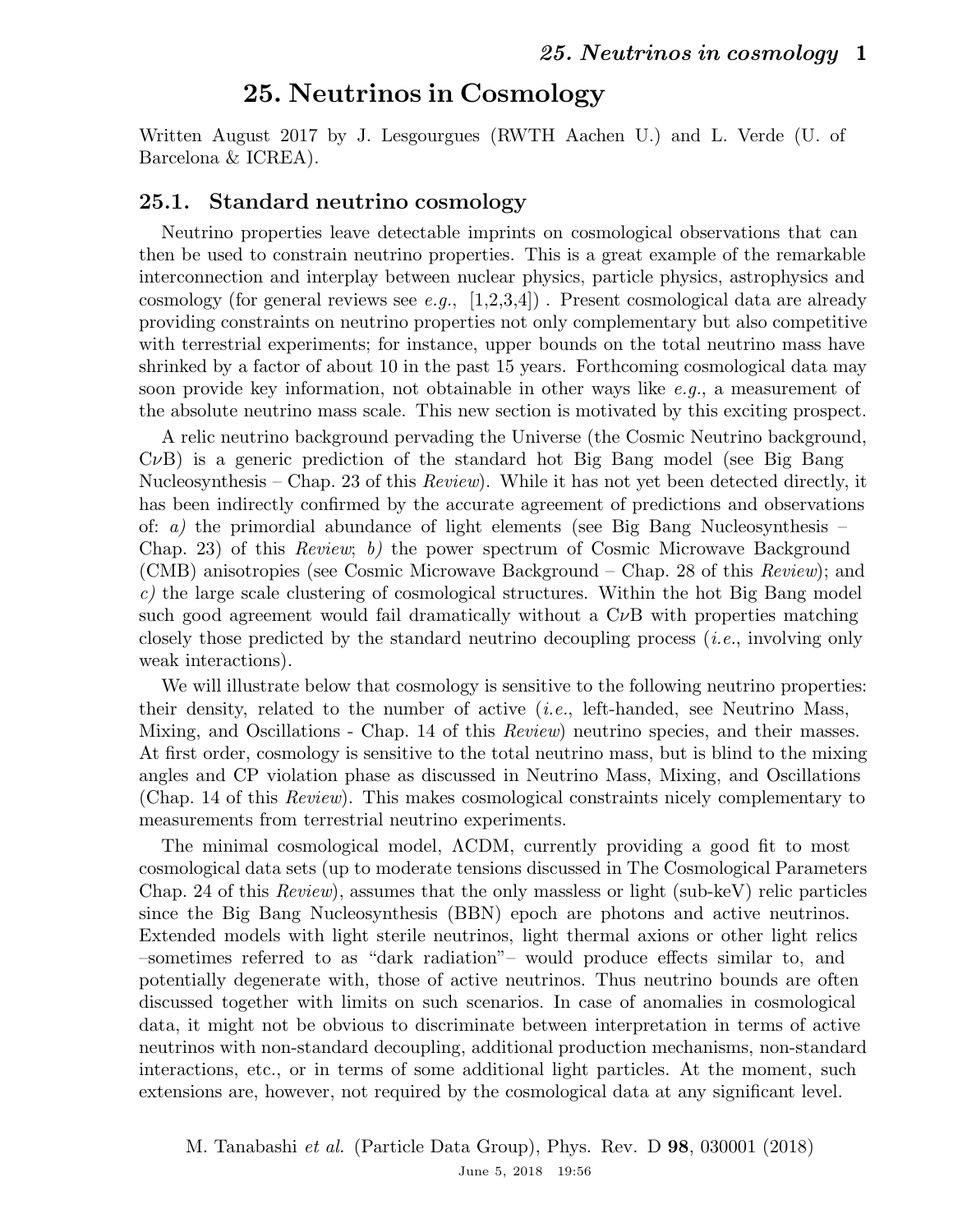# 25. Neutrinos in Cosmology

Written August 2017 by J. Lesgourgues (RWTH Aachen U.) and L. Verde (U. of Barcelona & ICREA).

## 25.1. Standard neutrino cosmology

Neutrino properties leave detectable imprints on cosmological observations that can then be used to constrain neutrino properties. This is a great example of the remarkable interconnection and interplay between nuclear physics, particle physics, astrophysics and cosmology (for general reviews see *e.g.*, [1,2,3,4]) . Present cosmological data are already providing constraints on neutrino properties not only complementary but also competitive with terrestrial experiments; for instance, upper bounds on the total neutrino mass have shrinked by a factor of about 10 in the past 15 years. Forthcoming cosmological data may soon provide key information, not obtainable in other ways like *e.g.*, a measurement of the absolute neutrino mass scale. This new section is motivated by this exciting prospect.

A relic neutrino background pervading the Universe (the Cosmic Neutrino background, C$\nu$B) is a generic prediction of the standard hot Big Bang model (see Big Bang Nucleosynthesis – Chap. 23 of this *Review*). While it has not yet been detected directly, it has been indirectly confirmed by the accurate agreement of predictions and observations of: *a)* the primordial abundance of light elements (see Big Bang Nucleosynthesis – Chap. 23) of this *Review*; *b)* the power spectrum of Cosmic Microwave Background (CMB) anisotropies (see Cosmic Microwave Background – Chap. 28 of this *Review*); and *c)* the large scale clustering of cosmological structures. Within the hot Big Bang model such good agreement would fail dramatically without a C$\nu$B with properties matching closely those predicted by the standard neutrino decoupling process (*i.e.*, involving only weak interactions).

We will illustrate below that cosmology is sensitive to the following neutrino properties: their density, related to the number of active (*i.e.*, left-handed, see Neutrino Mass, Mixing, and Oscillations - Chap. 14 of this *Review*) neutrino species, and their masses. At first order, cosmology is sensitive to the total neutrino mass, but is blind to the mixing angles and CP violation phase as discussed in Neutrino Mass, Mixing, and Oscillations (Chap. 14 of this *Review*). This makes cosmological constraints nicely complementary to measurements from terrestrial neutrino experiments.

The minimal cosmological model, $\Lambda$CDM, currently providing a good fit to most cosmological data sets (up to moderate tensions discussed in The Cosmological Parameters Chap. 24 of this *Review*), assumes that the only massless or light (sub-keV) relic particles since the Big Bang Nucleosynthesis (BBN) epoch are photons and active neutrinos. Extended models with light sterile neutrinos, light thermal axions or other light relics –sometimes referred to as "dark radiation"– would produce effects similar to, and potentially degenerate with, those of active neutrinos. Thus neutrino bounds are often discussed together with limits on such scenarios. In case of anomalies in cosmological data, it might not be obvious to discriminate between interpretation in terms of active neutrinos with non-standard decoupling, additional production mechanisms, non-standard interactions, etc., or in terms of some additional light particles. At the moment, such extensions are, however, not required by the cosmological data at any significant level.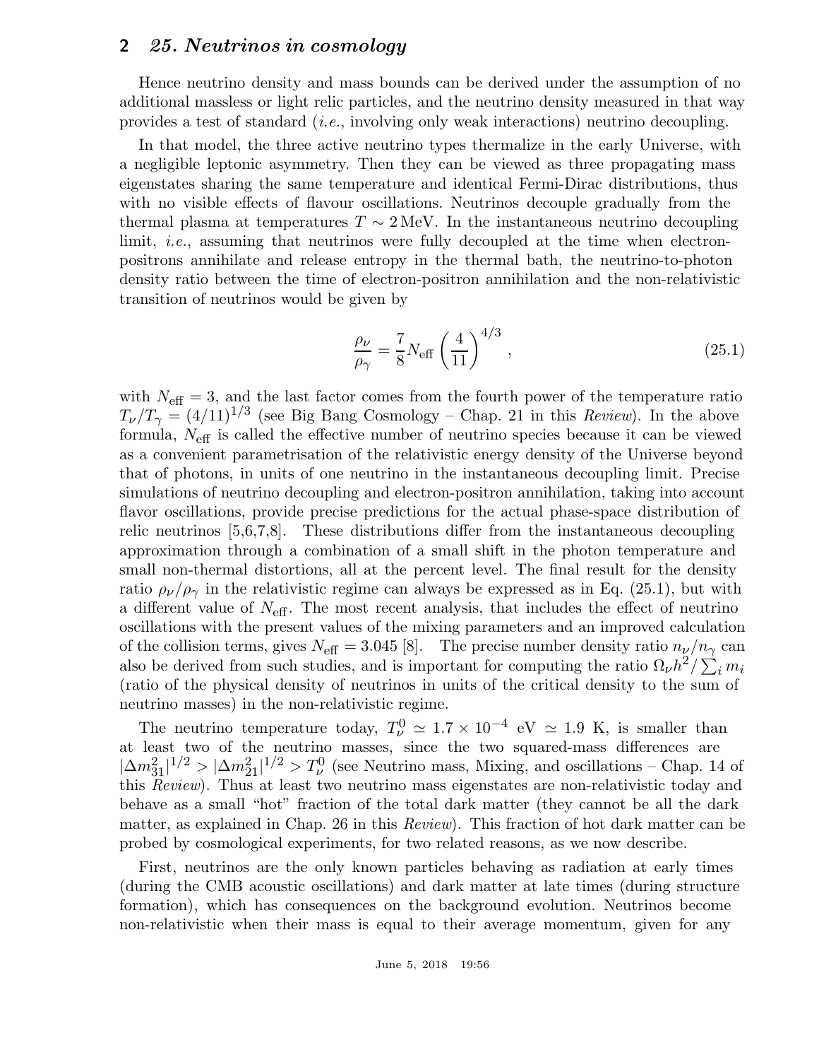Hence neutrino density and mass bounds can be derived under the assumption of no additional massless or light relic particles, and the neutrino density measured in that way provides a test of standard (*i.e.*, involving only weak interactions) neutrino decoupling.

In that model, the three active neutrino types thermalize in the early Universe, with a negligible leptonic asymmetry. Then they can be viewed as three propagating mass eigenstates sharing the same temperature and identical Fermi-Dirac distributions, thus with no visible effects of flavour oscillations. Neutrinos decouple gradually from the thermal plasma at temperatures $T \sim 2\,\mathrm{MeV}$. In the instantaneous neutrino decoupling limit, *i.e.*, assuming that neutrinos were fully decoupled at the time when electron-positrons annihilate and release entropy in the thermal bath, the neutrino-to-photon density ratio between the time of electron-positron annihilation and the non-relativistic transition of neutrinos would be given by

$$\frac{\rho_\nu}{\rho_\gamma} = \frac{7}{8} N_{\mathrm{eff}} \left(\frac{4}{11}\right)^{4/3}, \tag{25.1}$$

with $N_{\mathrm{eff}} = 3$, and the last factor comes from the fourth power of the temperature ratio $T_\nu/T_\gamma = (4/11)^{1/3}$ (see Big Bang Cosmology – Chap. 21 in this *Review*). In the above formula, $N_{\mathrm{eff}}$ is called the effective number of neutrino species because it can be viewed as a convenient parametrisation of the relativistic energy density of the Universe beyond that of photons, in units of one neutrino in the instantaneous decoupling limit. Precise simulations of neutrino decoupling and electron-positron annihilation, taking into account flavor oscillations, provide precise predictions for the actual phase-space distribution of relic neutrinos [5,6,7,8]. These distributions differ from the instantaneous decoupling approximation through a combination of a small shift in the photon temperature and small non-thermal distortions, all at the percent level. The final result for the density ratio $\rho_\nu/\rho_\gamma$ in the relativistic regime can always be expressed as in Eq. (25.1), but with a different value of $N_{\mathrm{eff}}$. The most recent analysis, that includes the effect of neutrino oscillations with the present values of the mixing parameters and an improved calculation of the collision terms, gives $N_{\mathrm{eff}} = 3.045$ [8]. The precise number density ratio $n_\nu/n_\gamma$ can also be derived from such studies, and is important for computing the ratio $\Omega_\nu h^2/\sum_i m_i$ (ratio of the physical density of neutrinos in units of the critical density to the sum of neutrino masses) in the non-relativistic regime.

The neutrino temperature today, $T_\nu^0 \simeq 1.7 \times 10^{-4}$ eV $\simeq 1.9$ K, is smaller than at least two of the neutrino masses, since the two squared-mass differences are $|\Delta m_{31}^2|^{1/2} > |\Delta m_{21}^2|^{1/2} > T_\nu^0$ (see Neutrino mass, Mixing, and oscillations – Chap. 14 of this *Review*). Thus at least two neutrino mass eigenstates are non-relativistic today and behave as a small "hot" fraction of the total dark matter (they cannot be all the dark matter, as explained in Chap. 26 in this *Review*). This fraction of hot dark matter can be probed by cosmological experiments, for two related reasons, as we now describe.

First, neutrinos are the only known particles behaving as radiation at early times (during the CMB acoustic oscillations) and dark matter at late times (during structure formation), which has consequences on the background evolution. Neutrinos become non-relativistic when their mass is equal to their average momentum, given for any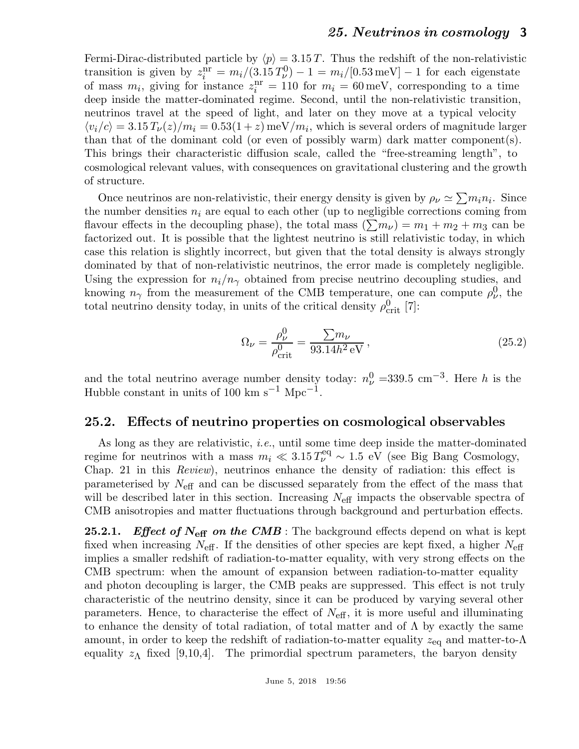Fermi-Dirac-distributed particle by $\langle p \rangle = 3.15\,T$. Thus the redshift of the non-relativistic transition is given by $z_i^{\rm nr} = m_i/(3.15\,T_\nu^0) - 1 = m_i/[0.53\,{\rm meV}] - 1$ for each eigenstate of mass $m_i$, giving for instance $z_i^{\rm nr} = 110$ for $m_i = 60\,{\rm meV}$, corresponding to a time deep inside the matter-dominated regime. Second, until the non-relativistic transition, neutrinos travel at the speed of light, and later on they move at a typical velocity $\langle v_i/c \rangle = 3.15\,T_\nu(z)/m_i = 0.53(1+z)\,{\rm meV}/m_i$, which is several orders of magnitude larger than that of the dominant cold (or even of possibly warm) dark matter component(s). This brings their characteristic diffusion scale, called the "free-streaming length", to cosmological relevant values, with consequences on gravitational clustering and the growth of structure.

Once neutrinos are non-relativistic, their energy density is given by $\rho_\nu \simeq \sum m_i n_i$. Since the number densities $n_i$ are equal to each other (up to negligible corrections coming from flavour effects in the decoupling phase), the total mass $(\sum m_\nu) = m_1 + m_2 + m_3$ can be factorized out. It is possible that the lightest neutrino is still relativistic today, in which case this relation is slightly incorrect, but given that the total density is always strongly dominated by that of non-relativistic neutrinos, the error made is completely negligible. Using the expression for $n_i/n_\gamma$ obtained from precise neutrino decoupling studies, and knowing $n_\gamma$ from the measurement of the CMB temperature, one can compute $\rho_\nu^0$, the total neutrino density today, in units of the critical density $\rho_{\rm crit}^0$ [7]:

$$\Omega_\nu = \frac{\rho_\nu^0}{\rho_{\rm crit}^0} = \frac{\sum m_\nu}{93.14 h^2\,{\rm eV}}\,, \tag{25.2}$$

and the total neutrino average number density today: $n_\nu^0 = 339.5\ {\rm cm}^{-3}$. Here $h$ is the Hubble constant in units of 100 km s$^{-1}$ Mpc$^{-1}$.

## 25.2. Effects of neutrino properties on cosmological observables

As long as they are relativistic, *i.e.*, until some time deep inside the matter-dominated regime for neutrinos with a mass $m_i \ll 3.15\,T_\nu^{\rm eq} \sim 1.5$ eV (see Big Bang Cosmology, Chap. 21 in this *Review*), neutrinos enhance the density of radiation: this effect is parameterised by $N_{\rm eff}$ and can be discussed separately from the effect of the mass that will be described later in this section. Increasing $N_{\rm eff}$ impacts the observable spectra of CMB anisotropies and matter fluctuations through background and perturbation effects.

**25.2.1.** ***Effect of $N_{\rm eff}$ on the CMB*** : The background effects depend on what is kept fixed when increasing $N_{\rm eff}$. If the densities of other species are kept fixed, a higher $N_{\rm eff}$ implies a smaller redshift of radiation-to-matter equality, with very strong effects on the CMB spectrum: when the amount of expansion between radiation-to-matter equality and photon decoupling is larger, the CMB peaks are suppressed. This effect is not truly characteristic of the neutrino density, since it can be produced by varying several other parameters. Hence, to characterise the effect of $N_{\rm eff}$, it is more useful and illuminating to enhance the density of total radiation, of total matter and of $\Lambda$ by exactly the same amount, in order to keep the redshift of radiation-to-matter equality $z_{\rm eq}$ and matter-to-$\Lambda$ equality $z_\Lambda$ fixed [9,10,4]. The primordial spectrum parameters, the baryon density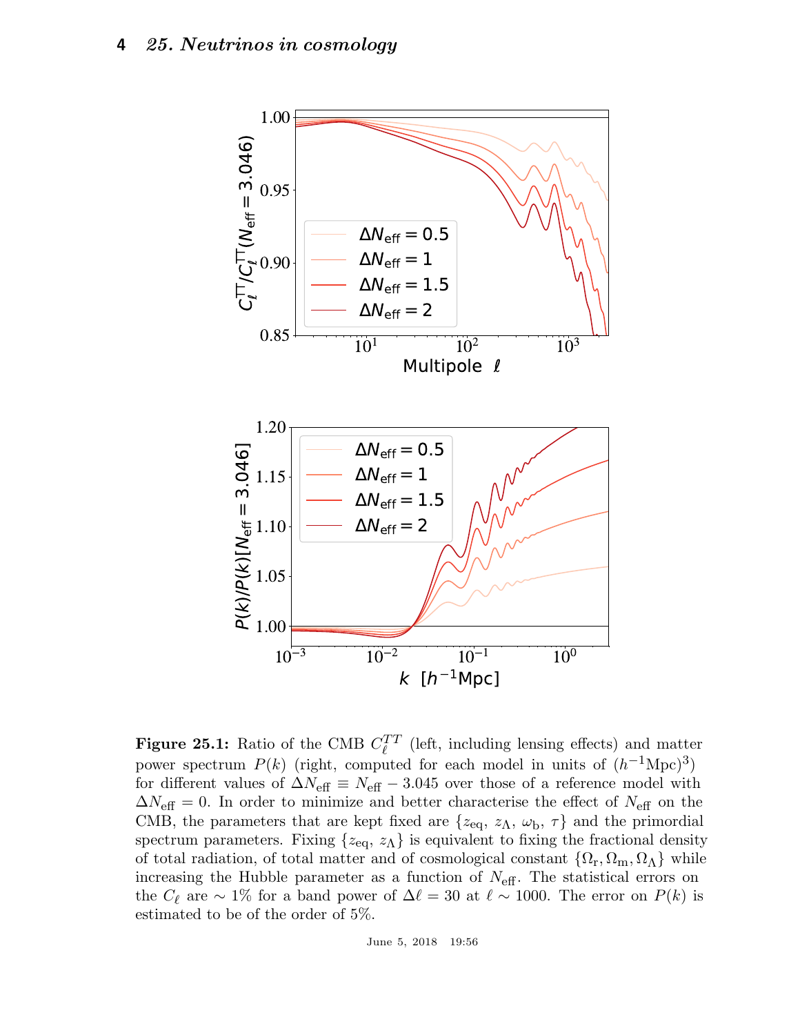**Figure 25.1:** Ratio of the CMB $C_\ell^{TT}$ (left, including lensing effects) and matter power spectrum $P(k)$ (right, computed for each model in units of $(h^{-1}\mathrm{Mpc})^3$) for different values of $\Delta N_{\mathrm{eff}} \equiv N_{\mathrm{eff}} - 3.045$ over those of a reference model with $\Delta N_{\mathrm{eff}} = 0$. In order to minimize and better characterise the effect of $N_{\mathrm{eff}}$ on the CMB, the parameters that are kept fixed are $\{z_{\mathrm{eq}},\, z_\Lambda,\, \omega_{\mathrm{b}},\, \tau\}$ and the primordial spectrum parameters. Fixing $\{z_{\mathrm{eq}},\, z_\Lambda\}$ is equivalent to fixing the fractional density of total radiation, of total matter and of cosmological constant $\{\Omega_{\mathrm{r}}, \Omega_{\mathrm{m}}, \Omega_\Lambda\}$ while increasing the Hubble parameter as a function of $N_{\mathrm{eff}}$. The statistical errors on the $C_\ell$ are $\sim 1\%$ for a band power of $\Delta\ell = 30$ at $\ell \sim 1000$. The error on $P(k)$ is estimated to be of the order of 5%.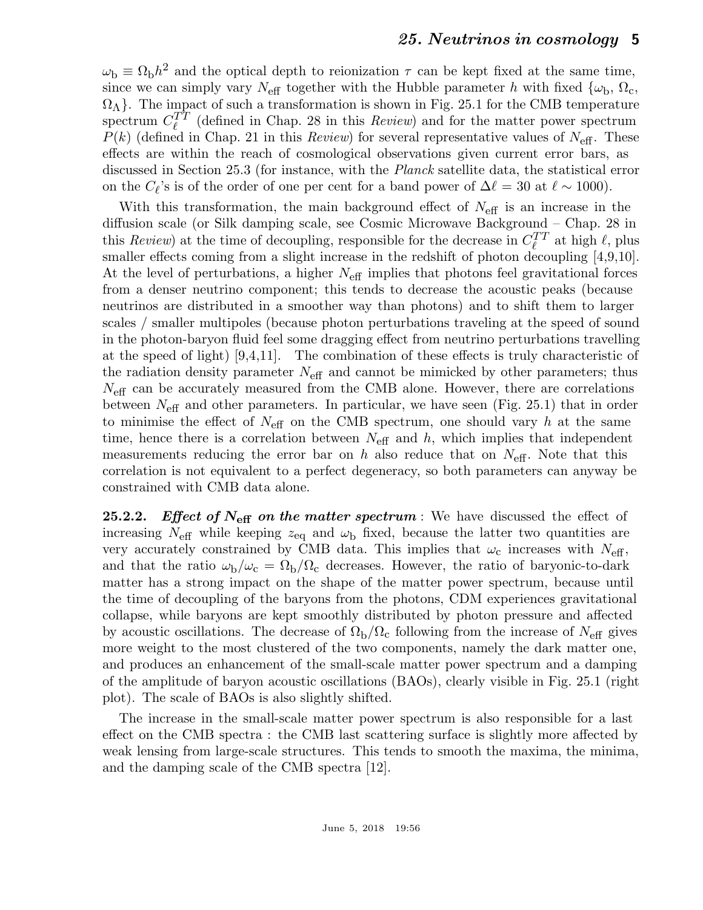$\omega_{\rm b} \equiv \Omega_{\rm b}h^2$ and the optical depth to reionization $\tau$ can be kept fixed at the same time, since we can simply vary $N_{\rm eff}$ together with the Hubble parameter $h$ with fixed $\{\omega_{\rm b}, \Omega_{\rm c}, \Omega_\Lambda\}$. The impact of such a transformation is shown in Fig. 25.1 for the CMB temperature spectrum $C_\ell^{TT}$ (defined in Chap. 28 in this *Review*) and for the matter power spectrum $P(k)$ (defined in Chap. 21 in this *Review*) for several representative values of $N_{\rm eff}$. These effects are within the reach of cosmological observations given current error bars, as discussed in Section 25.3 (for instance, with the *Planck* satellite data, the statistical error on the $C_\ell$'s is of the order of one per cent for a band power of $\Delta\ell = 30$ at $\ell \sim 1000$).

With this transformation, the main background effect of $N_{\rm eff}$ is an increase in the diffusion scale (or Silk damping scale, see Cosmic Microwave Background – Chap. 28 in this *Review*) at the time of decoupling, responsible for the decrease in $C_\ell^{TT}$ at high $\ell$, plus smaller effects coming from a slight increase in the redshift of photon decoupling [4,9,10]. At the level of perturbations, a higher $N_{\rm eff}$ implies that photons feel gravitational forces from a denser neutrino component; this tends to decrease the acoustic peaks (because neutrinos are distributed in a smoother way than photons) and to shift them to larger scales / smaller multipoles (because photon perturbations traveling at the speed of sound in the photon-baryon fluid feel some dragging effect from neutrino perturbations travelling at the speed of light) [9,4,11]. The combination of these effects is truly characteristic of the radiation density parameter $N_{\rm eff}$ and cannot be mimicked by other parameters; thus $N_{\rm eff}$ can be accurately measured from the CMB alone. However, there are correlations between $N_{\rm eff}$ and other parameters. In particular, we have seen (Fig. 25.1) that in order to minimise the effect of $N_{\rm eff}$ on the CMB spectrum, one should vary $h$ at the same time, hence there is a correlation between $N_{\rm eff}$ and $h$, which implies that independent measurements reducing the error bar on $h$ also reduce that on $N_{\rm eff}$. Note that this correlation is not equivalent to a perfect degeneracy, so both parameters can anyway be constrained with CMB data alone.

**25.2.2.** ***Effect of $N_{\rm eff}$ on the matter spectrum*** : We have discussed the effect of increasing $N_{\rm eff}$ while keeping $z_{\rm eq}$ and $\omega_{\rm b}$ fixed, because the latter two quantities are very accurately constrained by CMB data. This implies that $\omega_{\rm c}$ increases with $N_{\rm eff}$, and that the ratio $\omega_{\rm b}/\omega_{\rm c} = \Omega_{\rm b}/\Omega_{\rm c}$ decreases. However, the ratio of baryonic-to-dark matter has a strong impact on the shape of the matter power spectrum, because until the time of decoupling of the baryons from the photons, CDM experiences gravitational collapse, while baryons are kept smoothly distributed by photon pressure and affected by acoustic oscillations. The decrease of $\Omega_{\rm b}/\Omega_{\rm c}$ following from the increase of $N_{\rm eff}$ gives more weight to the most clustered of the two components, namely the dark matter one, and produces an enhancement of the small-scale matter power spectrum and a damping of the amplitude of baryon acoustic oscillations (BAOs), clearly visible in Fig. 25.1 (right plot). The scale of BAOs is also slightly shifted.

The increase in the small-scale matter power spectrum is also responsible for a last effect on the CMB spectra : the CMB last scattering surface is slightly more affected by weak lensing from large-scale structures. This tends to smooth the maxima, the minima, and the damping scale of the CMB spectra [12].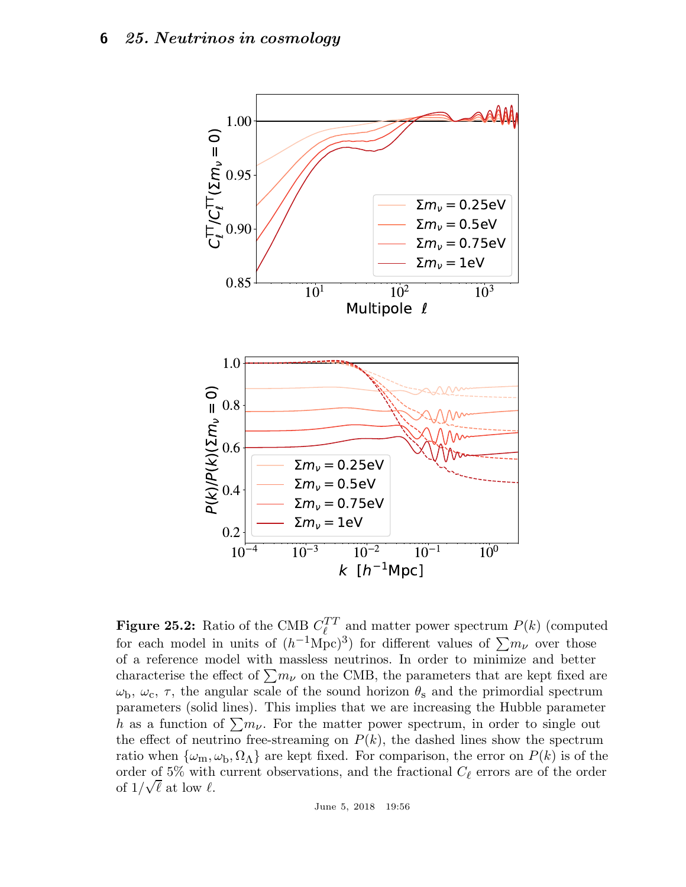**Figure 25.2:** Ratio of the CMB $C_\ell^{TT}$ and matter power spectrum $P(k)$ (computed for each model in units of $(h^{-1}\text{Mpc})^3$) for different values of $\sum m_\nu$ over those of a reference model with massless neutrinos. In order to minimize and better characterise the effect of $\sum m_\nu$ on the CMB, the parameters that are kept fixed are $\omega_\text{b}$, $\omega_\text{c}$, $\tau$, the angular scale of the sound horizon $\theta_\text{s}$ and the primordial spectrum parameters (solid lines). This implies that we are increasing the Hubble parameter $h$ as a function of $\sum m_\nu$. For the matter power spectrum, in order to single out the effect of neutrino free-streaming on $P(k)$, the dashed lines show the spectrum ratio when $\{\omega_\text{m}, \omega_\text{b}, \Omega_\Lambda\}$ are kept fixed. For comparison, the error on $P(k)$ is of the order of 5% with current observations, and the fractional $C_\ell$ errors are of the order of $1/\sqrt{\ell}$ at low $\ell$.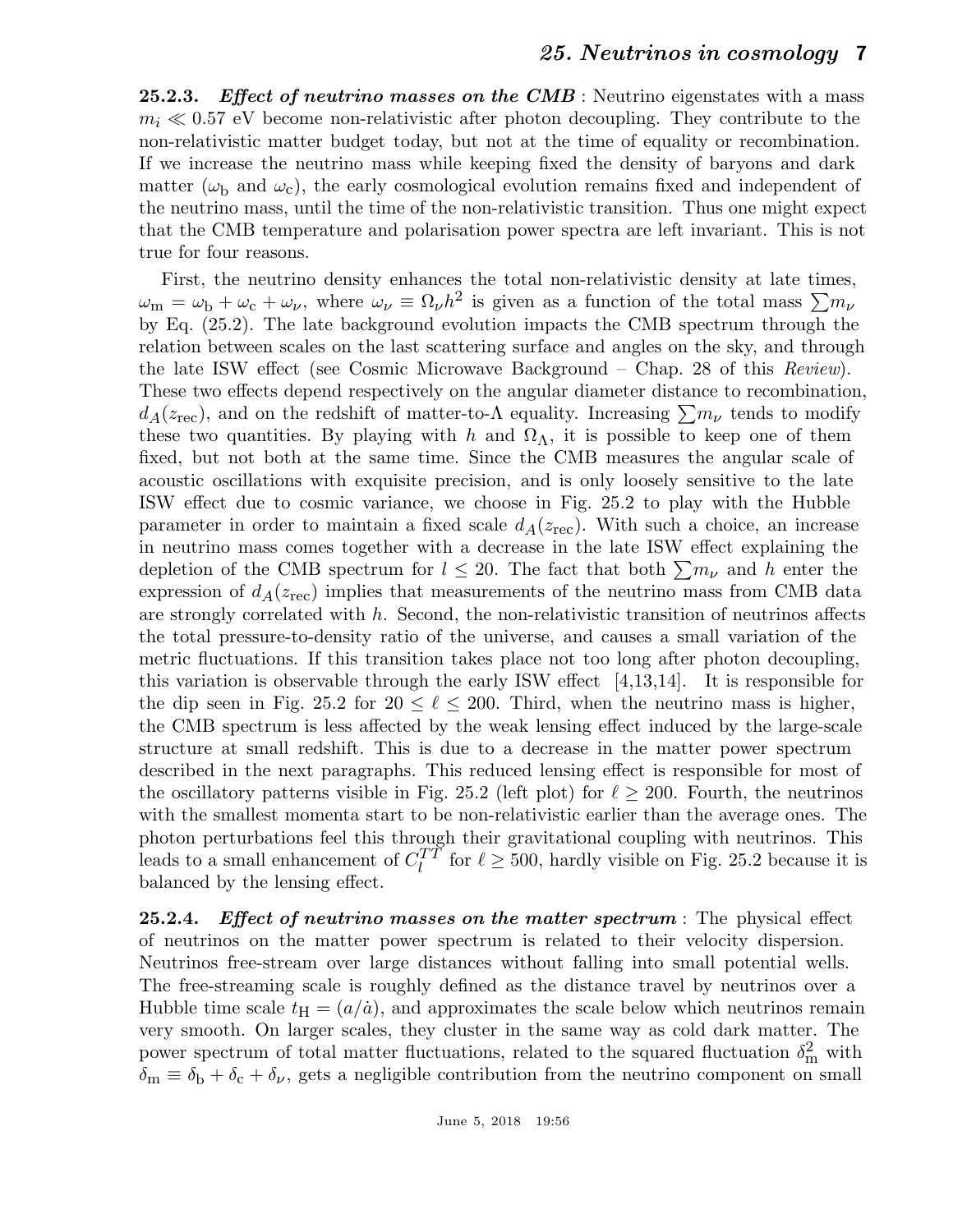**25.2.3.** ***Effect of neutrino masses on the CMB*** : Neutrino eigenstates with a mass $m_i \ll 0.57$ eV become non-relativistic after photon decoupling. They contribute to the non-relativistic matter budget today, but not at the time of equality or recombination. If we increase the neutrino mass while keeping fixed the density of baryons and dark matter ($\omega_{\rm b}$ and $\omega_{\rm c}$), the early cosmological evolution remains fixed and independent of the neutrino mass, until the time of the non-relativistic transition. Thus one might expect that the CMB temperature and polarisation power spectra are left invariant. This is not true for four reasons.

First, the neutrino density enhances the total non-relativistic density at late times, $\omega_{\rm m} = \omega_{\rm b} + \omega_{\rm c} + \omega_\nu$, where $\omega_\nu \equiv \Omega_\nu h^2$ is given as a function of the total mass $\sum m_\nu$ by Eq. (25.2). The late background evolution impacts the CMB spectrum through the relation between scales on the last scattering surface and angles on the sky, and through the late ISW effect (see Cosmic Microwave Background – Chap. 28 of this *Review*). These two effects depend respectively on the angular diameter distance to recombination, $d_A(z_{\rm rec})$, and on the redshift of matter-to-$\Lambda$ equality. Increasing $\sum m_\nu$ tends to modify these two quantities. By playing with $h$ and $\Omega_\Lambda$, it is possible to keep one of them fixed, but not both at the same time. Since the CMB measures the angular scale of acoustic oscillations with exquisite precision, and is only loosely sensitive to the late ISW effect due to cosmic variance, we choose in Fig. 25.2 to play with the Hubble parameter in order to maintain a fixed scale $d_A(z_{\rm rec})$. With such a choice, an increase in neutrino mass comes together with a decrease in the late ISW effect explaining the depletion of the CMB spectrum for $l \leq 20$. The fact that both $\sum m_\nu$ and $h$ enter the expression of $d_A(z_{\rm rec})$ implies that measurements of the neutrino mass from CMB data are strongly correlated with $h$. Second, the non-relativistic transition of neutrinos affects the total pressure-to-density ratio of the universe, and causes a small variation of the metric fluctuations. If this transition takes place not too long after photon decoupling, this variation is observable through the early ISW effect [4,13,14]. It is responsible for the dip seen in Fig. 25.2 for $20 \leq \ell \leq 200$. Third, when the neutrino mass is higher, the CMB spectrum is less affected by the weak lensing effect induced by the large-scale structure at small redshift. This is due to a decrease in the matter power spectrum described in the next paragraphs. This reduced lensing effect is responsible for most of the oscillatory patterns visible in Fig. 25.2 (left plot) for $\ell \geq 200$. Fourth, the neutrinos with the smallest momenta start to be non-relativistic earlier than the average ones. The photon perturbations feel this through their gravitational coupling with neutrinos. This leads to a small enhancement of $C_l^{TT}$ for $\ell \geq 500$, hardly visible on Fig. 25.2 because it is balanced by the lensing effect.

**25.2.4.** ***Effect of neutrino masses on the matter spectrum*** : The physical effect of neutrinos on the matter power spectrum is related to their velocity dispersion. Neutrinos free-stream over large distances without falling into small potential wells. The free-streaming scale is roughly defined as the distance travel by neutrinos over a Hubble time scale $t_{\rm H} = (a/\dot{a})$, and approximates the scale below which neutrinos remain very smooth. On larger scales, they cluster in the same way as cold dark matter. The power spectrum of total matter fluctuations, related to the squared fluctuation $\delta_{\rm m}^2$ with $\delta_{\rm m} \equiv \delta_{\rm b} + \delta_{\rm c} + \delta_\nu$, gets a negligible contribution from the neutrino component on small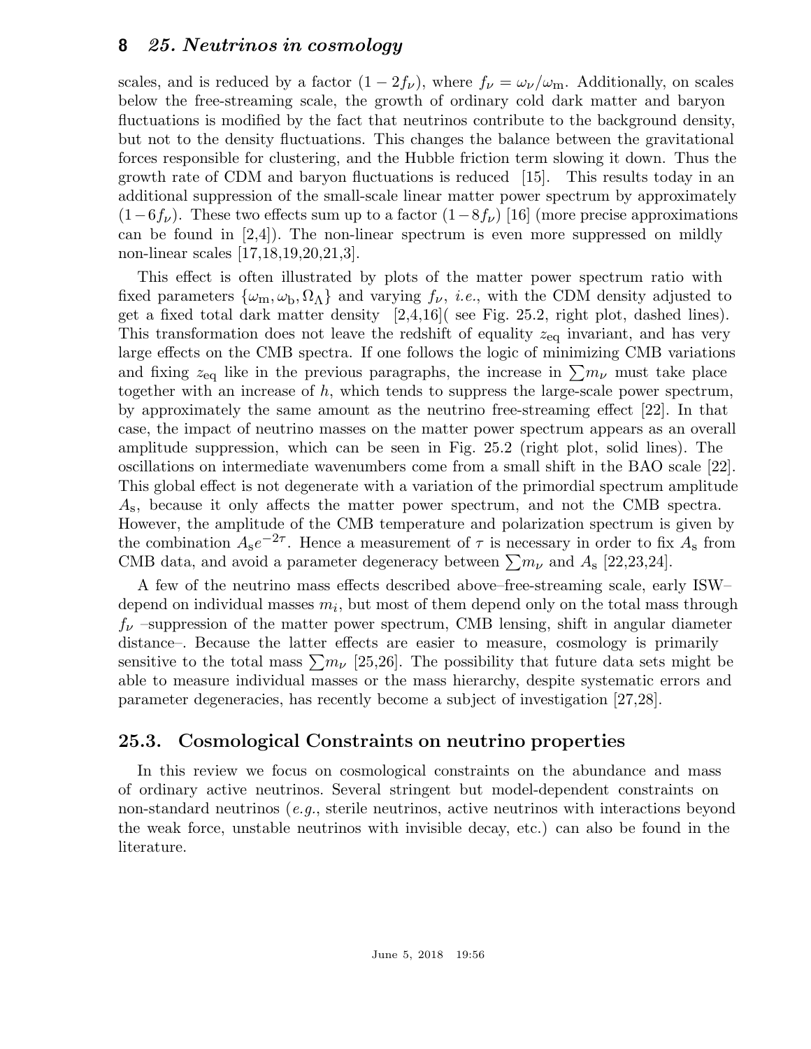scales, and is reduced by a factor $(1 - 2f_\nu)$, where $f_\nu = \omega_\nu/\omega_\mathrm{m}$. Additionally, on scales below the free-streaming scale, the growth of ordinary cold dark matter and baryon fluctuations is modified by the fact that neutrinos contribute to the background density, but not to the density fluctuations. This changes the balance between the gravitational forces responsible for clustering, and the Hubble friction term slowing it down. Thus the growth rate of CDM and baryon fluctuations is reduced [15]. This results today in an additional suppression of the small-scale linear matter power spectrum by approximately $(1-6f_\nu)$. These two effects sum up to a factor $(1-8f_\nu)$ [16] (more precise approximations can be found in [2,4]). The non-linear spectrum is even more suppressed on mildly non-linear scales [17,18,19,20,21,3].

This effect is often illustrated by plots of the matter power spectrum ratio with fixed parameters $\{\omega_\mathrm{m}, \omega_\mathrm{b}, \Omega_\Lambda\}$ and varying $f_\nu$, *i.e.*, with the CDM density adjusted to get a fixed total dark matter density [2,4,16]( see Fig. 25.2, right plot, dashed lines). This transformation does not leave the redshift of equality $z_\mathrm{eq}$ invariant, and has very large effects on the CMB spectra. If one follows the logic of minimizing CMB variations and fixing $z_\mathrm{eq}$ like in the previous paragraphs, the increase in $\sum m_\nu$ must take place together with an increase of $h$, which tends to suppress the large-scale power spectrum, by approximately the same amount as the neutrino free-streaming effect [22]. In that case, the impact of neutrino masses on the matter power spectrum appears as an overall amplitude suppression, which can be seen in Fig. 25.2 (right plot, solid lines). The oscillations on intermediate wavenumbers come from a small shift in the BAO scale [22]. This global effect is not degenerate with a variation of the primordial spectrum amplitude $A_\mathrm{s}$, because it only affects the matter power spectrum, and not the CMB spectra. However, the amplitude of the CMB temperature and polarization spectrum is given by the combination $A_\mathrm{s}e^{-2\tau}$. Hence a measurement of $\tau$ is necessary in order to fix $A_\mathrm{s}$ from CMB data, and avoid a parameter degeneracy between $\sum m_\nu$ and $A_\mathrm{s}$ [22,23,24].

A few of the neutrino mass effects described above–free-streaming scale, early ISW– depend on individual masses $m_i$, but most of them depend only on the total mass through $f_\nu$ –suppression of the matter power spectrum, CMB lensing, shift in angular diameter distance–. Because the latter effects are easier to measure, cosmology is primarily sensitive to the total mass $\sum m_\nu$ [25,26]. The possibility that future data sets might be able to measure individual masses or the mass hierarchy, despite systematic errors and parameter degeneracies, has recently become a subject of investigation [27,28].

## 25.3. Cosmological Constraints on neutrino properties

In this review we focus on cosmological constraints on the abundance and mass of ordinary active neutrinos. Several stringent but model-dependent constraints on non-standard neutrinos (*e.g.*, sterile neutrinos, active neutrinos with interactions beyond the weak force, unstable neutrinos with invisible decay, etc.) can also be found in the literature.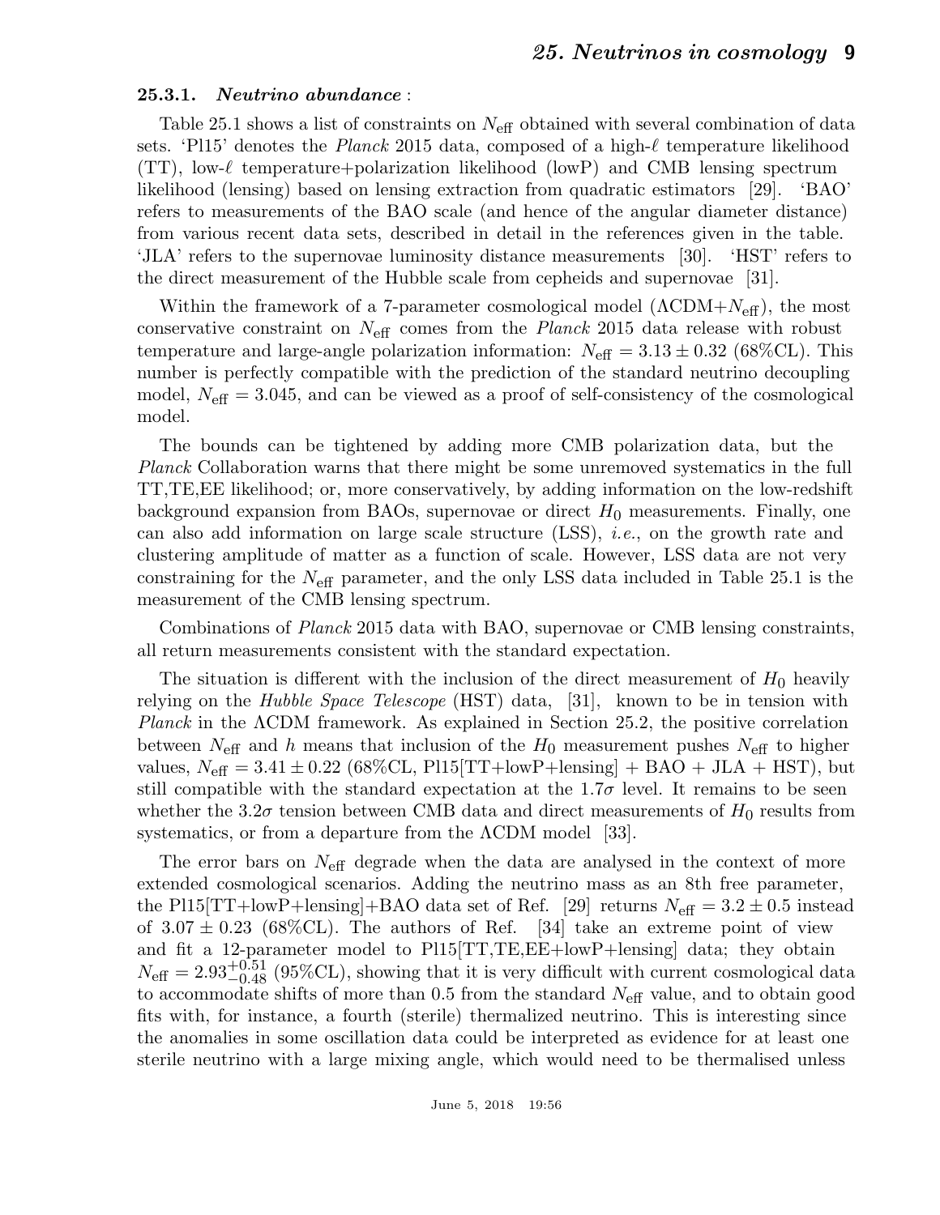### 25.3.1. *Neutrino abundance* :

Table 25.1 shows a list of constraints on $N_{\rm eff}$ obtained with several combination of data sets. 'Pl15' denotes the *Planck* 2015 data, composed of a high-$\ell$ temperature likelihood (TT), low-$\ell$ temperature+polarization likelihood (lowP) and CMB lensing spectrum likelihood (lensing) based on lensing extraction from quadratic estimators [29]. 'BAO' refers to measurements of the BAO scale (and hence of the angular diameter distance) from various recent data sets, described in detail in the references given in the table. 'JLA' refers to the supernovae luminosity distance measurements [30]. 'HST' refers to the direct measurement of the Hubble scale from cepheids and supernovae [31].

Within the framework of a 7-parameter cosmological model ($\Lambda$CDM+$N_{\rm eff}$), the most conservative constraint on $N_{\rm eff}$ comes from the *Planck* 2015 data release with robust temperature and large-angle polarization information: $N_{\rm eff} = 3.13 \pm 0.32$ (68%CL). This number is perfectly compatible with the prediction of the standard neutrino decoupling model, $N_{\rm eff} = 3.045$, and can be viewed as a proof of self-consistency of the cosmological model.

The bounds can be tightened by adding more CMB polarization data, but the *Planck* Collaboration warns that there might be some unremoved systematics in the full TT,TE,EE likelihood; or, more conservatively, by adding information on the low-redshift background expansion from BAOs, supernovae or direct $H_0$ measurements. Finally, one can also add information on large scale structure (LSS), *i.e.*, on the growth rate and clustering amplitude of matter as a function of scale. However, LSS data are not very constraining for the $N_{\rm eff}$ parameter, and the only LSS data included in Table 25.1 is the measurement of the CMB lensing spectrum.

Combinations of *Planck* 2015 data with BAO, supernovae or CMB lensing constraints, all return measurements consistent with the standard expectation.

The situation is different with the inclusion of the direct measurement of $H_0$ heavily relying on the *Hubble Space Telescope* (HST) data, [31], known to be in tension with *Planck* in the $\Lambda$CDM framework. As explained in Section 25.2, the positive correlation between $N_{\rm eff}$ and $h$ means that inclusion of the $H_0$ measurement pushes $N_{\rm eff}$ to higher values, $N_{\rm eff} = 3.41 \pm 0.22$ (68%CL, Pl15[TT+lowP+lensing] + BAO + JLA + HST), but still compatible with the standard expectation at the $1.7\sigma$ level. It remains to be seen whether the $3.2\sigma$ tension between CMB data and direct measurements of $H_0$ results from systematics, or from a departure from the $\Lambda$CDM model [33].

The error bars on $N_{\rm eff}$ degrade when the data are analysed in the context of more extended cosmological scenarios. Adding the neutrino mass as an 8th free parameter, the Pl15[TT+lowP+lensing]+BAO data set of Ref. [29] returns $N_{\rm eff} = 3.2 \pm 0.5$ instead of $3.07 \pm 0.23$ (68%CL). The authors of Ref. [34] take an extreme point of view and fit a 12-parameter model to Pl15[TT,TE,EE+lowP+lensing] data; they obtain $N_{\rm eff} = 2.93^{+0.51}_{-0.48}$ (95%CL), showing that it is very difficult with current cosmological data to accommodate shifts of more than 0.5 from the standard $N_{\rm eff}$ value, and to obtain good fits with, for instance, a fourth (sterile) thermalized neutrino. This is interesting since the anomalies in some oscillation data could be interpreted as evidence for at least one sterile neutrino with a large mixing angle, which would need to be thermalised unless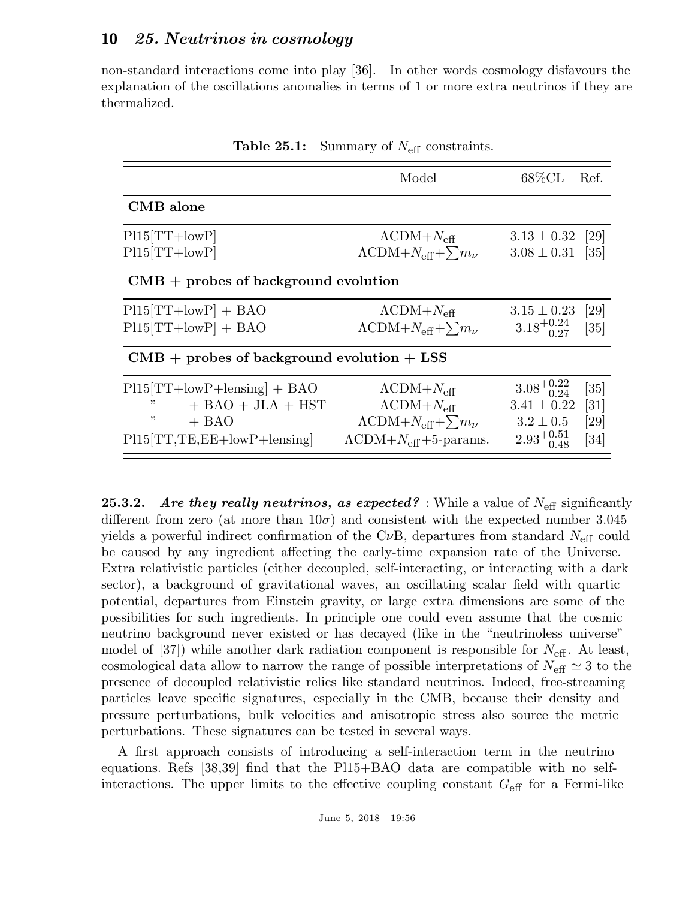non-standard interactions come into play [36]. In other words cosmology disfavours the explanation of the oscillations anomalies in terms of 1 or more extra neutrinos if they are thermalized.

**Table 25.1:** Summary of $N_{\rm eff}$ constraints.

| | Model | 68%CL | Ref. |
|---|---|---|---|
| **CMB alone** | | | |
| Pl15[TT+lowP] | $\Lambda$CDM+$N_{\rm eff}$ | $3.13 \pm 0.32$ | [29] |
| Pl15[TT+lowP] | $\Lambda$CDM+$N_{\rm eff}$+$\sum m_\nu$ | $3.08 \pm 0.31$ | [35] |
| **CMB + probes of background evolution** | | | |
| Pl15[TT+lowP] + BAO | $\Lambda$CDM+$N_{\rm eff}$ | $3.15 \pm 0.23$ | [29] |
| Pl15[TT+lowP] + BAO | $\Lambda$CDM+$N_{\rm eff}$+$\sum m_\nu$ | $3.18^{+0.24}_{-0.27}$ | [35] |
| **CMB + probes of background evolution + LSS** | | | |
| Pl15[TT+lowP+lensing] + BAO | $\Lambda$CDM+$N_{\rm eff}$ | $3.08^{+0.22}_{-0.24}$ | [35] |
| " + BAO + JLA + HST | $\Lambda$CDM+$N_{\rm eff}$ | $3.41 \pm 0.22$ | [31] |
| " + BAO | $\Lambda$CDM+$N_{\rm eff}$+$\sum m_\nu$ | $3.2 \pm 0.5$ | [29] |
| Pl15[TT,TE,EE+lowP+lensing] | $\Lambda$CDM+$N_{\rm eff}$+5-params. | $2.93^{+0.51}_{-0.48}$ | [34] |

**25.3.2.** ***Are they really neutrinos, as expected?*** : While a value of $N_{\rm eff}$ significantly different from zero (at more than $10\sigma$) and consistent with the expected number 3.045 yields a powerful indirect confirmation of the C$\nu$B, departures from standard $N_{\rm eff}$ could be caused by any ingredient affecting the early-time expansion rate of the Universe. Extra relativistic particles (either decoupled, self-interacting, or interacting with a dark sector), a background of gravitational waves, an oscillating scalar field with quartic potential, departures from Einstein gravity, or large extra dimensions are some of the possibilities for such ingredients. In principle one could even assume that the cosmic neutrino background never existed or has decayed (like in the "neutrinoless universe" model of [37]) while another dark radiation component is responsible for $N_{\rm eff}$. At least, cosmological data allow to narrow the range of possible interpretations of $N_{\rm eff} \simeq 3$ to the presence of decoupled relativistic relics like standard neutrinos. Indeed, free-streaming particles leave specific signatures, especially in the CMB, because their density and pressure perturbations, bulk velocities and anisotropic stress also source the metric perturbations. These signatures can be tested in several ways.

A first approach consists of introducing a self-interaction term in the neutrino equations. Refs [38,39] find that the Pl15+BAO data are compatible with no self-interactions. The upper limits to the effective coupling constant $G_{\rm eff}$ for a Fermi-like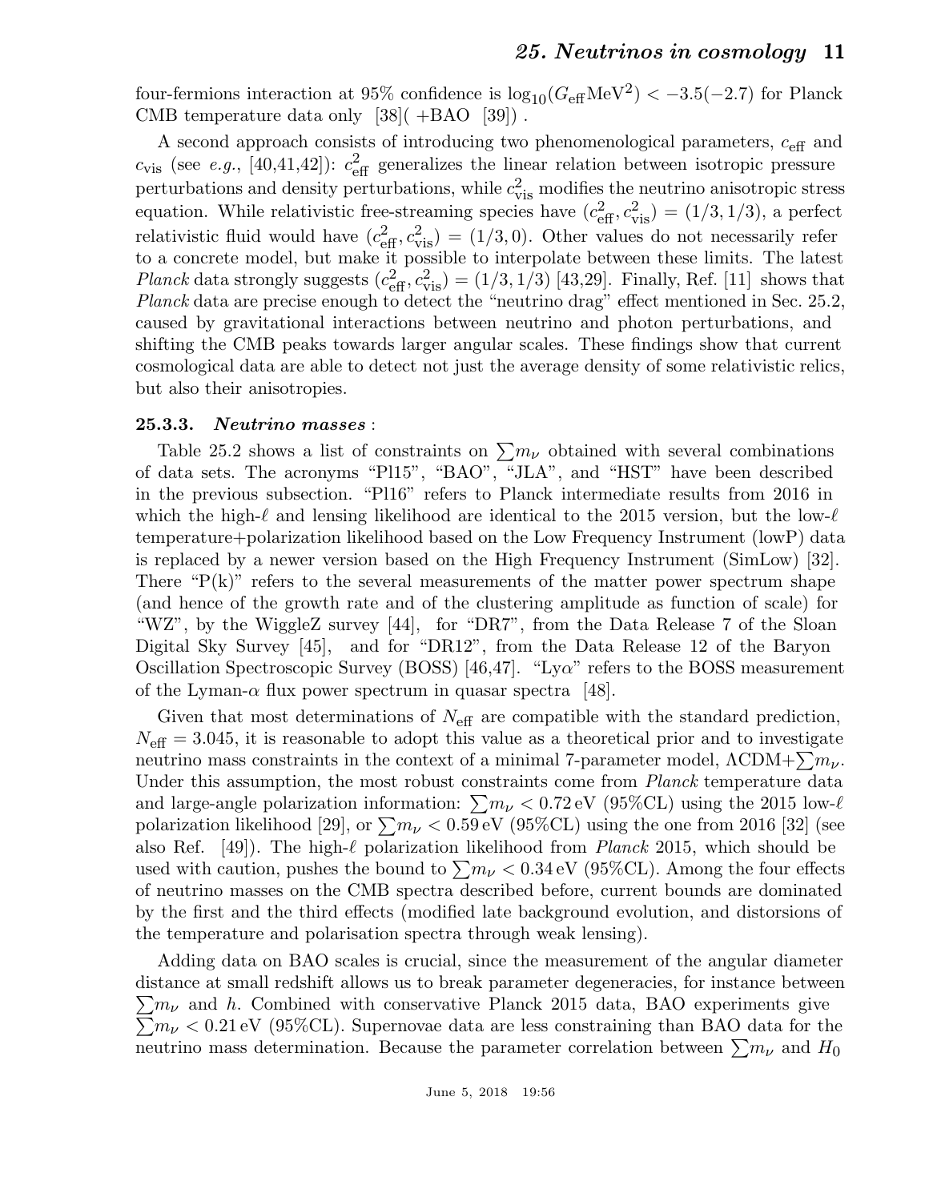four-fermions interaction at 95% confidence is $\log_{10}(G_{\rm eff}{\rm MeV}^2) < -3.5(-2.7)$ for Planck CMB temperature data only [38]( +BAO [39]) .

A second approach consists of introducing two phenomenological parameters, $c_{\rm eff}$ and $c_{\rm vis}$ (see *e.g.*, [40,41,42]): $c^2_{\rm eff}$ generalizes the linear relation between isotropic pressure perturbations and density perturbations, while $c^2_{\rm vis}$ modifies the neutrino anisotropic stress equation. While relativistic free-streaming species have $(c^2_{\rm eff}, c^2_{\rm vis}) = (1/3, 1/3)$, a perfect relativistic fluid would have $(c^2_{\rm eff}, c^2_{\rm vis}) = (1/3, 0)$. Other values do not necessarily refer to a concrete model, but make it possible to interpolate between these limits. The latest *Planck* data strongly suggests $(c^2_{\rm eff}, c^2_{\rm vis}) = (1/3, 1/3)$ [43,29]. Finally, Ref. [11] shows that *Planck* data are precise enough to detect the "neutrino drag" effect mentioned in Sec. 25.2, caused by gravitational interactions between neutrino and photon perturbations, and shifting the CMB peaks towards larger angular scales. These findings show that current cosmological data are able to detect not just the average density of some relativistic relics, but also their anisotropies.

### 25.3.3. *Neutrino masses* :

Table 25.2 shows a list of constraints on $\sum m_\nu$ obtained with several combinations of data sets. The acronyms "Pl15", "BAO", "JLA", and "HST" have been described in the previous subsection. "Pl16" refers to Planck intermediate results from 2016 in which the high-$\ell$ and lensing likelihood are identical to the 2015 version, but the low-$\ell$ temperature+polarization likelihood based on the Low Frequency Instrument (lowP) data is replaced by a newer version based on the High Frequency Instrument (SimLow) [32]. There "P(k)" refers to the several measurements of the matter power spectrum shape (and hence of the growth rate and of the clustering amplitude as function of scale) for "WZ", by the WiggleZ survey [44], for "DR7", from the Data Release 7 of the Sloan Digital Sky Survey [45], and for "DR12", from the Data Release 12 of the Baryon Oscillation Spectroscopic Survey (BOSS) [46,47]. "Ly$\alpha$" refers to the BOSS measurement of the Lyman-$\alpha$ flux power spectrum in quasar spectra [48].

Given that most determinations of $N_{\rm eff}$ are compatible with the standard prediction, $N_{\rm eff} = 3.045$, it is reasonable to adopt this value as a theoretical prior and to investigate neutrino mass constraints in the context of a minimal 7-parameter model, $\Lambda$CDM+$\sum m_\nu$. Under this assumption, the most robust constraints come from *Planck* temperature data and large-angle polarization information: $\sum m_\nu < 0.72\,{\rm eV}$ (95%CL) using the 2015 low-$\ell$ polarization likelihood [29], or $\sum m_\nu < 0.59\,{\rm eV}$ (95%CL) using the one from 2016 [32] (see also Ref. [49]). The high-$\ell$ polarization likelihood from *Planck* 2015, which should be used with caution, pushes the bound to $\sum m_\nu < 0.34\,{\rm eV}$ (95%CL). Among the four effects of neutrino masses on the CMB spectra described before, current bounds are dominated by the first and the third effects (modified late background evolution, and distorsions of the temperature and polarisation spectra through weak lensing).

Adding data on BAO scales is crucial, since the measurement of the angular diameter distance at small redshift allows us to break parameter degeneracies, for instance between $\sum m_\nu$ and $h$. Combined with conservative Planck 2015 data, BAO experiments give $\sum m_\nu < 0.21\,{\rm eV}$ (95%CL). Supernovae data are less constraining than BAO data for the neutrino mass determination. Because the parameter correlation between $\sum m_\nu$ and $H_0$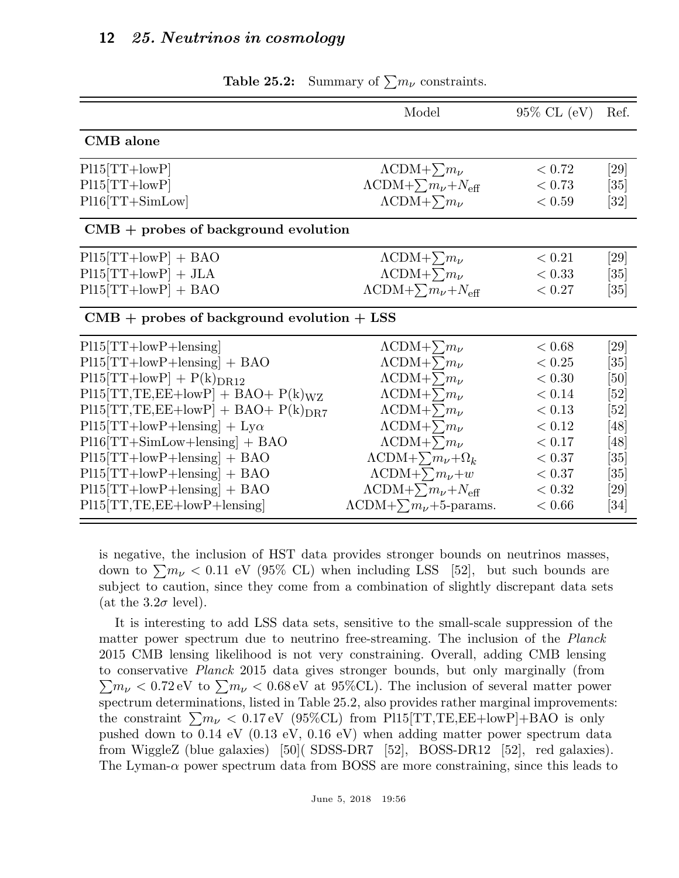**Table 25.2:** Summary of $\sum m_\nu$ constraints.

| | Model | 95% CL (eV) | Ref. |
|---|---|---|---|
| **CMB alone** | | | |
| Pl15[TT+lowP] | $\Lambda$CDM+$\sum m_\nu$ | $< 0.72$ | [29] |
| Pl15[TT+lowP] | $\Lambda$CDM+$\sum m_\nu$+$N_{\rm eff}$ | $< 0.73$ | [35] |
| Pl16[TT+SimLow] | $\Lambda$CDM+$\sum m_\nu$ | $< 0.59$ | [32] |
| **CMB + probes of background evolution** | | | |
| Pl15[TT+lowP] + BAO | $\Lambda$CDM+$\sum m_\nu$ | $< 0.21$ | [29] |
| Pl15[TT+lowP] + JLA | $\Lambda$CDM+$\sum m_\nu$ | $< 0.33$ | [35] |
| Pl15[TT+lowP] + BAO | $\Lambda$CDM+$\sum m_\nu$+$N_{\rm eff}$ | $< 0.27$ | [35] |
| **CMB + probes of background evolution + LSS** | | | |
| Pl15[TT+lowP+lensing] | $\Lambda$CDM+$\sum m_\nu$ | $< 0.68$ | [29] |
| Pl15[TT+lowP+lensing] + BAO | $\Lambda$CDM+$\sum m_\nu$ | $< 0.25$ | [35] |
| Pl15[TT+lowP] + P(k)$_{\rm DR12}$ | $\Lambda$CDM+$\sum m_\nu$ | $< 0.30$ | [50] |
| Pl15[TT,TE,EE+lowP] + BAO+ P(k)$_{\rm WZ}$ | $\Lambda$CDM+$\sum m_\nu$ | $< 0.14$ | [52] |
| Pl15[TT,TE,EE+lowP] + BAO+ P(k)$_{\rm DR7}$ | $\Lambda$CDM+$\sum m_\nu$ | $< 0.13$ | [52] |
| Pl15[TT+lowP+lensing] + Ly$\alpha$ | $\Lambda$CDM+$\sum m_\nu$ | $< 0.12$ | [48] |
| Pl16[TT+SimLow+lensing] + BAO | $\Lambda$CDM+$\sum m_\nu$ | $< 0.17$ | [48] |
| Pl15[TT+lowP+lensing] + BAO | $\Lambda$CDM+$\sum m_\nu$+$\Omega_k$ | $< 0.37$ | [35] |
| Pl15[TT+lowP+lensing] + BAO | $\Lambda$CDM+$\sum m_\nu$+$w$ | $< 0.37$ | [35] |
| Pl15[TT+lowP+lensing] + BAO | $\Lambda$CDM+$\sum m_\nu$+$N_{\rm eff}$ | $< 0.32$ | [29] |
| Pl15[TT,TE,EE+lowP+lensing] | $\Lambda$CDM+$\sum m_\nu$+5-params. | $< 0.66$ | [34] |

is negative, the inclusion of HST data provides stronger bounds on neutrinos masses, down to $\sum m_\nu < 0.11$ eV (95% CL) when including LSS [52], but such bounds are subject to caution, since they come from a combination of slightly discrepant data sets (at the $3.2\sigma$ level).

It is interesting to add LSS data sets, sensitive to the small-scale suppression of the matter power spectrum due to neutrino free-streaming. The inclusion of the *Planck* 2015 CMB lensing likelihood is not very constraining. Overall, adding CMB lensing to conservative *Planck* 2015 data gives stronger bounds, but only marginally (from $\sum m_\nu < 0.72\,\text{eV}$ to $\sum m_\nu < 0.68\,\text{eV}$ at 95%CL). The inclusion of several matter power spectrum determinations, listed in Table 25.2, also provides rather marginal improvements: the constraint $\sum m_\nu < 0.17\,\text{eV}$ (95%CL) from Pl15[TT,TE,EE+lowP]+BAO is only pushed down to 0.14 eV (0.13 eV, 0.16 eV) when adding matter power spectrum data from WiggleZ (blue galaxies) [50]( SDSS-DR7 [52], BOSS-DR12 [52], red galaxies). The Lyman-$\alpha$ power spectrum data from BOSS are more constraining, since this leads to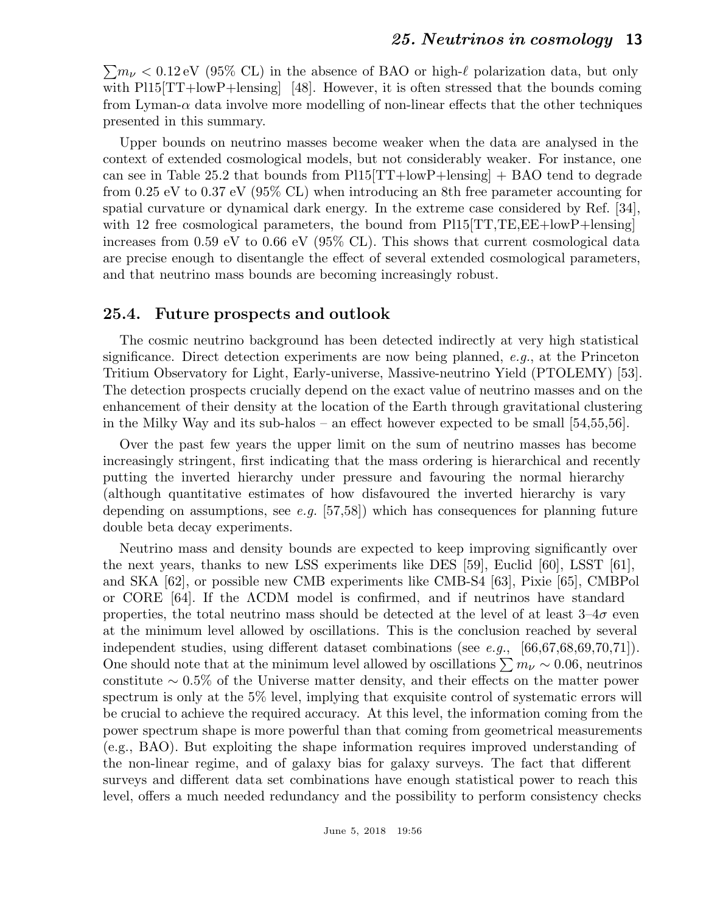$\sum m_\nu < 0.12\,\text{eV}$ (95% CL) in the absence of BAO or high-$\ell$ polarization data, but only with Pl15[TT+lowP+lensing] [48]. However, it is often stressed that the bounds coming from Lyman-$\alpha$ data involve more modelling of non-linear effects that the other techniques presented in this summary.

Upper bounds on neutrino masses become weaker when the data are analysed in the context of extended cosmological models, but not considerably weaker. For instance, one can see in Table 25.2 that bounds from Pl15[TT+lowP+lensing] + BAO tend to degrade from 0.25 eV to 0.37 eV (95% CL) when introducing an 8th free parameter accounting for spatial curvature or dynamical dark energy. In the extreme case considered by Ref. [34], with 12 free cosmological parameters, the bound from Pl15[TT,TE,EE+lowP+lensing] increases from 0.59 eV to 0.66 eV (95% CL). This shows that current cosmological data are precise enough to disentangle the effect of several extended cosmological parameters, and that neutrino mass bounds are becoming increasingly robust.

## 25.4. Future prospects and outlook

The cosmic neutrino background has been detected indirectly at very high statistical significance. Direct detection experiments are now being planned, *e.g.*, at the Princeton Tritium Observatory for Light, Early-universe, Massive-neutrino Yield (PTOLEMY) [53]. The detection prospects crucially depend on the exact value of neutrino masses and on the enhancement of their density at the location of the Earth through gravitational clustering in the Milky Way and its sub-halos – an effect however expected to be small [54,55,56].

Over the past few years the upper limit on the sum of neutrino masses has become increasingly stringent, first indicating that the mass ordering is hierarchical and recently putting the inverted hierarchy under pressure and favouring the normal hierarchy (although quantitative estimates of how disfavoured the inverted hierarchy is vary depending on assumptions, see *e.g.* [57,58]) which has consequences for planning future double beta decay experiments.

Neutrino mass and density bounds are expected to keep improving significantly over the next years, thanks to new LSS experiments like DES [59], Euclid [60], LSST [61], and SKA [62], or possible new CMB experiments like CMB-S4 [63], Pixie [65], CMBPol or CORE [64]. If the ΛCDM model is confirmed, and if neutrinos have standard properties, the total neutrino mass should be detected at the level of at least 3–4$\sigma$ even at the minimum level allowed by oscillations. This is the conclusion reached by several independent studies, using different dataset combinations (see *e.g.*, [66,67,68,69,70,71]). One should note that at the minimum level allowed by oscillations $\sum m_\nu \sim 0.06$, neutrinos constitute $\sim 0.5\%$ of the Universe matter density, and their effects on the matter power spectrum is only at the 5% level, implying that exquisite control of systematic errors will be crucial to achieve the required accuracy. At this level, the information coming from the power spectrum shape is more powerful than that coming from geometrical measurements (e.g., BAO). But exploiting the shape information requires improved understanding of the non-linear regime, and of galaxy bias for galaxy surveys. The fact that different surveys and different data set combinations have enough statistical power to reach this level, offers a much needed redundancy and the possibility to perform consistency checks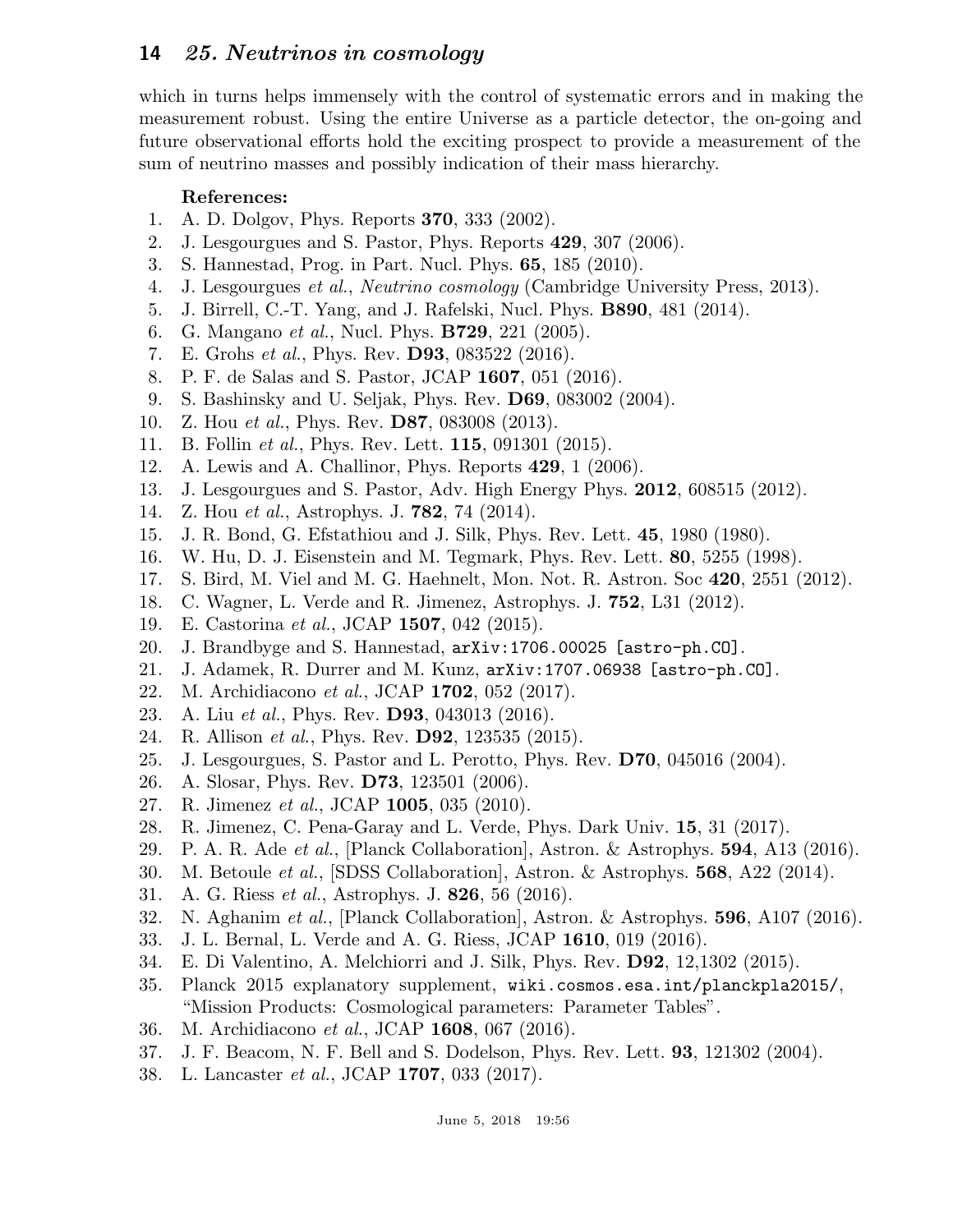which in turns helps immensely with the control of systematic errors and in making the measurement robust. Using the entire Universe as a particle detector, the on-going and future observational efforts hold the exciting prospect to provide a measurement of the sum of neutrino masses and possibly indication of their mass hierarchy.

**References:**

1. A. D. Dolgov, Phys. Reports **370**, 333 (2002).
2. J. Lesgourgues and S. Pastor, Phys. Reports **429**, 307 (2006).
3. S. Hannestad, Prog. in Part. Nucl. Phys. **65**, 185 (2010).
4. J. Lesgourgues *et al.*, *Neutrino cosmology* (Cambridge University Press, 2013).
5. J. Birrell, C.-T. Yang, and J. Rafelski, Nucl. Phys. **B890**, 481 (2014).
6. G. Mangano *et al.*, Nucl. Phys. **B729**, 221 (2005).
7. E. Grohs *et al.*, Phys. Rev. **D93**, 083522 (2016).
8. P. F. de Salas and S. Pastor, JCAP **1607**, 051 (2016).
9. S. Bashinsky and U. Seljak, Phys. Rev. **D69**, 083002 (2004).
10. Z. Hou *et al.*, Phys. Rev. **D87**, 083008 (2013).
11. B. Follin *et al.*, Phys. Rev. Lett. **115**, 091301 (2015).
12. A. Lewis and A. Challinor, Phys. Reports **429**, 1 (2006).
13. J. Lesgourgues and S. Pastor, Adv. High Energy Phys. **2012**, 608515 (2012).
14. Z. Hou *et al.*, Astrophys. J. **782**, 74 (2014).
15. J. R. Bond, G. Efstathiou and J. Silk, Phys. Rev. Lett. **45**, 1980 (1980).
16. W. Hu, D. J. Eisenstein and M. Tegmark, Phys. Rev. Lett. **80**, 5255 (1998).
17. S. Bird, M. Viel and M. G. Haehnelt, Mon. Not. R. Astron. Soc **420**, 2551 (2012).
18. C. Wagner, L. Verde and R. Jimenez, Astrophys. J. **752**, L31 (2012).
19. E. Castorina *et al.*, JCAP **1507**, 042 (2015).
20. J. Brandbyge and S. Hannestad, `arXiv:1706.00025 [astro-ph.CO]`.
21. J. Adamek, R. Durrer and M. Kunz, `arXiv:1707.06938 [astro-ph.CO]`.
22. M. Archidiacono *et al.*, JCAP **1702**, 052 (2017).
23. A. Liu *et al.*, Phys. Rev. **D93**, 043013 (2016).
24. R. Allison *et al.*, Phys. Rev. **D92**, 123535 (2015).
25. J. Lesgourgues, S. Pastor and L. Perotto, Phys. Rev. **D70**, 045016 (2004).
26. A. Slosar, Phys. Rev. **D73**, 123501 (2006).
27. R. Jimenez *et al.*, JCAP **1005**, 035 (2010).
28. R. Jimenez, C. Pena-Garay and L. Verde, Phys. Dark Univ. **15**, 31 (2017).
29. P. A. R. Ade *et al.*, [Planck Collaboration], Astron. & Astrophys. **594**, A13 (2016).
30. M. Betoule *et al.*, [SDSS Collaboration], Astron. & Astrophys. **568**, A22 (2014).
31. A. G. Riess *et al.*, Astrophys. J. **826**, 56 (2016).
32. N. Aghanim *et al.*, [Planck Collaboration], Astron. & Astrophys. **596**, A107 (2016).
33. J. L. Bernal, L. Verde and A. G. Riess, JCAP **1610**, 019 (2016).
34. E. Di Valentino, A. Melchiorri and J. Silk, Phys. Rev. **D92**, 12,1302 (2015).
35. Planck 2015 explanatory supplement, `wiki.cosmos.esa.int/planckpla2015/`, "Mission Products: Cosmological parameters: Parameter Tables".
36. M. Archidiacono *et al.*, JCAP **1608**, 067 (2016).
37. J. F. Beacom, N. F. Bell and S. Dodelson, Phys. Rev. Lett. **93**, 121302 (2004).
38. L. Lancaster *et al.*, JCAP **1707**, 033 (2017).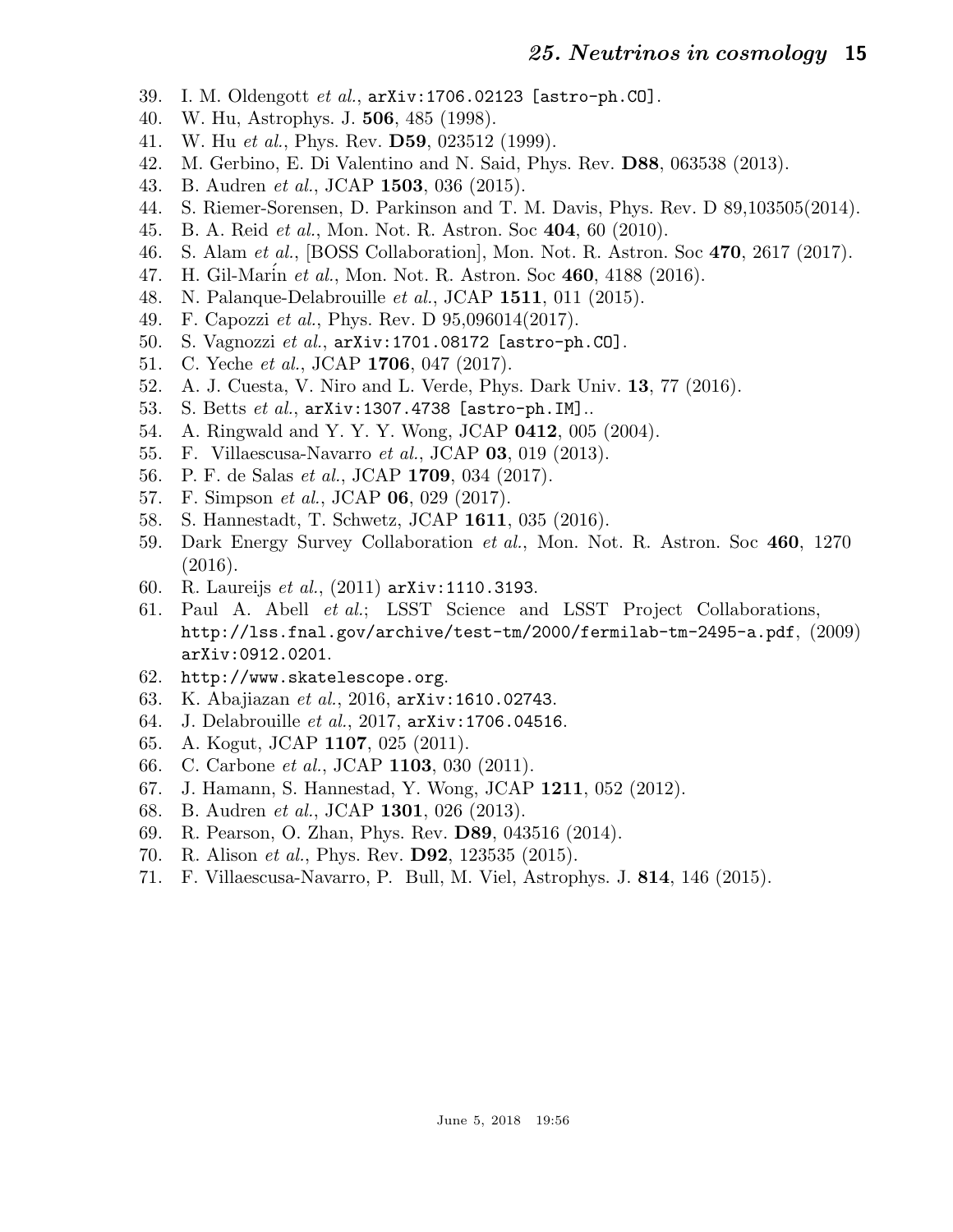39. I. M. Oldengott *et al.*, arXiv:1706.02123 [astro-ph.CO].
40. W. Hu, Astrophys. J. **506**, 485 (1998).
41. W. Hu *et al.*, Phys. Rev. **D59**, 023512 (1999).
42. M. Gerbino, E. Di Valentino and N. Said, Phys. Rev. **D88**, 063538 (2013).
43. B. Audren *et al.*, JCAP **1503**, 036 (2015).
44. S. Riemer-Sorensen, D. Parkinson and T. M. Davis, Phys. Rev. D 89,103505(2014).
45. B. A. Reid *et al.*, Mon. Not. R. Astron. Soc **404**, 60 (2010).
46. S. Alam *et al.*, [BOSS Collaboration], Mon. Not. R. Astron. Soc **470**, 2617 (2017).
47. H. Gil-Marín *et al.*, Mon. Not. R. Astron. Soc **460**, 4188 (2016).
48. N. Palanque-Delabrouille *et al.*, JCAP **1511**, 011 (2015).
49. F. Capozzi *et al.*, Phys. Rev. D 95,096014(2017).
50. S. Vagnozzi *et al.*, arXiv:1701.08172 [astro-ph.CO].
51. C. Yeche *et al.*, JCAP **1706**, 047 (2017).
52. A. J. Cuesta, V. Niro and L. Verde, Phys. Dark Univ. **13**, 77 (2016).
53. S. Betts *et al.*, arXiv:1307.4738 [astro-ph.IM]..
54. A. Ringwald and Y. Y. Y. Wong, JCAP **0412**, 005 (2004).
55. F. Villaescusa-Navarro *et al.*, JCAP **03**, 019 (2013).
56. P. F. de Salas *et al.*, JCAP **1709**, 034 (2017).
57. F. Simpson *et al.*, JCAP **06**, 029 (2017).
58. S. Hannestadt, T. Schwetz, JCAP **1611**, 035 (2016).
59. Dark Energy Survey Collaboration *et al.*, Mon. Not. R. Astron. Soc **460**, 1270 (2016).
60. R. Laureijs *et al.*, (2011) arXiv:1110.3193.
61. Paul A. Abell *et al.*; LSST Science and LSST Project Collaborations, http://lss.fnal.gov/archive/test-tm/2000/fermilab-tm-2495-a.pdf, (2009) arXiv:0912.0201.
62. http://www.skatelescope.org.
63. K. Abajiazan *et al.*, 2016, arXiv:1610.02743.
64. J. Delabrouille *et al.*, 2017, arXiv:1706.04516.
65. A. Kogut, JCAP **1107**, 025 (2011).
66. C. Carbone *et al.*, JCAP **1103**, 030 (2011).
67. J. Hamann, S. Hannestad, Y. Wong, JCAP **1211**, 052 (2012).
68. B. Audren *et al.*, JCAP **1301**, 026 (2013).
69. R. Pearson, O. Zhan, Phys. Rev. **D89**, 043516 (2014).
70. R. Alison *et al.*, Phys. Rev. **D92**, 123535 (2015).
71. F. Villaescusa-Navarro, P. Bull, M. Viel, Astrophys. J. **814**, 146 (2015).